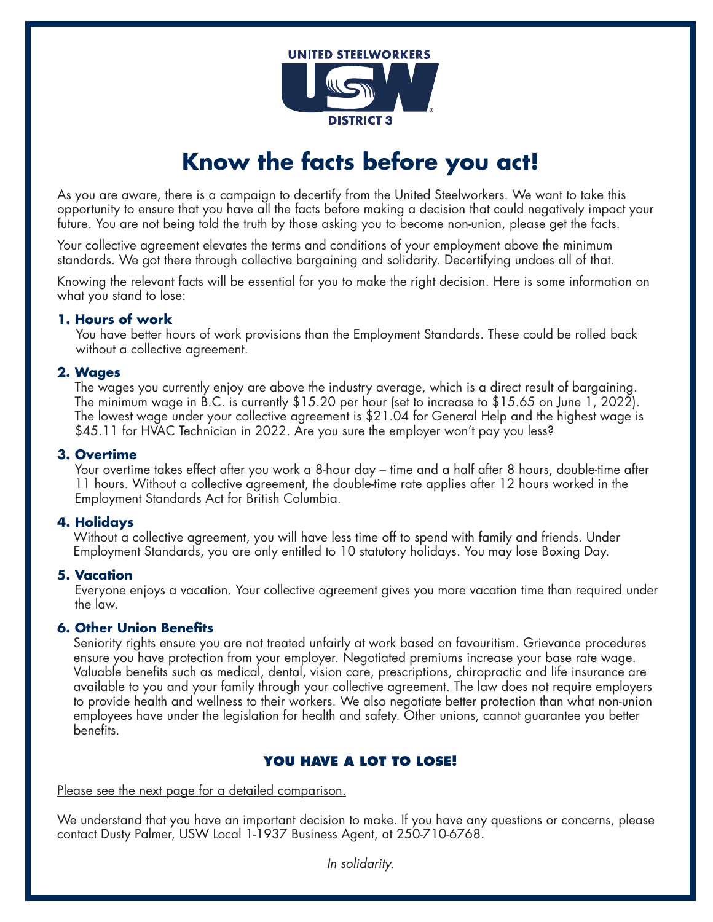UNITED STEELWORKERS

USW

DISTRICT 3

# Know the facts before you act!

As you are aware, there is a campaign to decertify from the United Steelworkers. We want to take this opportunity to ensure that you have all the facts before making a decision that could negatively impact your future. You are not being told the truth by those asking you to become non-union, please get the facts.

Your collective agreement elevates the terms and conditions of your employment above the minimum standards. We got there through collective bargaining and solidarity. Decertifying undoes all of that.

Knowing the relevant facts will be essential for you to make the right decision. Here is some information on what you stand to lose:

### 1. Hours of work

You have better hours of work provisions than the Employment Standards. These could be rolled back without a collective agreement.

### 2. Wages

The wages you currently enjoy are above the industry average, which is a direct result of bargaining. The minimum wage in B.C. is currently $15.20 per hour (set to increase to $15.65 on June 1, 2022). The lowest wage under your collective agreement is $21.04 for General Help and the highest wage is $45.11 for HVAC Technician in 2022. Are you sure the employer won't pay you less?

### 3. Overtime

Your overtime takes effect after you work a 8-hour day – time and a half after 8 hours, double-time after 11 hours. Without a collective agreement, the double-time rate applies after 12 hours worked in the Employment Standards Act for British Columbia.

### 4. Holidays

Without a collective agreement, you will have less time off to spend with family and friends. Under Employment Standards, you are only entitled to 10 statutory holidays. You may lose Boxing Day.

### 5. Vacation

Everyone enjoys a vacation. Your collective agreement gives you more vacation time than required under the law.

### 6. Other Union Benefits

Seniority rights ensure you are not treated unfairly at work based on favouritism. Grievance procedures ensure you have protection from your employer. Negotiated premiums increase your base rate wage. Valuable benefits such as medical, dental, vision care, prescriptions, chiropractic and life insurance are available to you and your family through your collective agreement. The law does not require employers to provide health and wellness to their workers. We also negotiate better protection than what non-union employees have under the legislation for health and safety. Other unions, cannot guarantee you better benefits.

**YOU HAVE A LOT TO LOSE!**

Please see the next page for a detailed comparison.

We understand that you have an important decision to make. If you have any questions or concerns, please contact Dusty Palmer, USW Local 1-1937 Business Agent, at 250-710-6768.

*In solidarity.*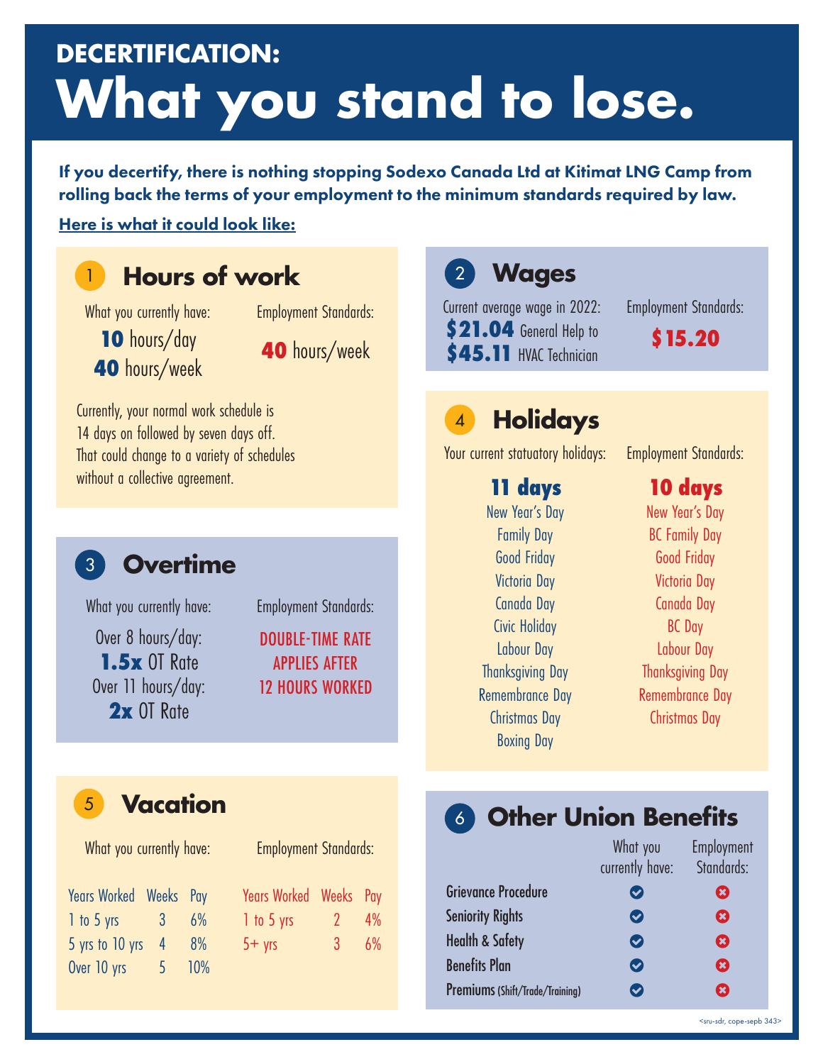# DECERTIFICATION:
# What you stand to lose.

**If you decertify, there is nothing stopping Sodexo Canada Ltd at Kitimat LNG Camp from rolling back the terms of your employment to the minimum standards required by law.**

**Here is what it could look like:**

## 1 Hours of work

| What you currently have: | Employment Standards: |
|---|---|
| **10** hours/day<br>**40** hours/week | **40** hours/week |

Currently, your normal work schedule is 14 days on followed by seven days off. That could change to a variety of schedules without a collective agreement.

## 2 Wages

| Current average wage in 2022: | Employment Standards: |
|---|---|
| **$21.04** General Help to **$45.11** HVAC Technician | **$15.20** |

## 3 Overtime

| What you currently have: | Employment Standards: |
|---|---|
| Over 8 hours/day: **1.5x** OT Rate<br>Over 11 hours/day: **2x** OT Rate | DOUBLE-TIME RATE APPLIES AFTER 12 HOURS WORKED |

## 4 Holidays

| Your current statutory holidays: | Employment Standards: |
|---|---|
| **11 days** | **10 days** |
| New Year's Day | New Year's Day |
| Family Day | BC Family Day |
| Good Friday | Good Friday |
| Victoria Day | Victoria Day |
| Canada Day | Canada Day |
| Civic Holiday | BC Day |
| Labour Day | Labour Day |
| Thanksgiving Day | Thanksgiving Day |
| Remembrance Day | Remembrance Day |
| Christmas Day | Christmas Day |
| Boxing Day | |

## 5 Vacation

What you currently have:

| Years Worked | Weeks | Pay |
|---|---|---|
| 1 to 5 yrs | 3 | 6% |
| 5 yrs to 10 yrs | 4 | 8% |
| Over 10 yrs | 5 | 10% |

Employment Standards:

| Years Worked | Weeks | Pay |
|---|---|---|
| 1 to 5 yrs | 2 | 4% |
| 5+ yrs | 3 | 6% |

## 6 Other Union Benefits

| | What you currently have: | Employment Standards: |
|---|---|---|
| Grievance Procedure | ✔ | ✖ |
| Seniority Rights | ✔ | ✖ |
| Health & Safety | ✔ | ✖ |
| Benefits Plan | ✔ | ✖ |
| Premiums (Shift/Trade/Training) | ✔ | ✖ |

<sru-sdr, cope-sepb 343>